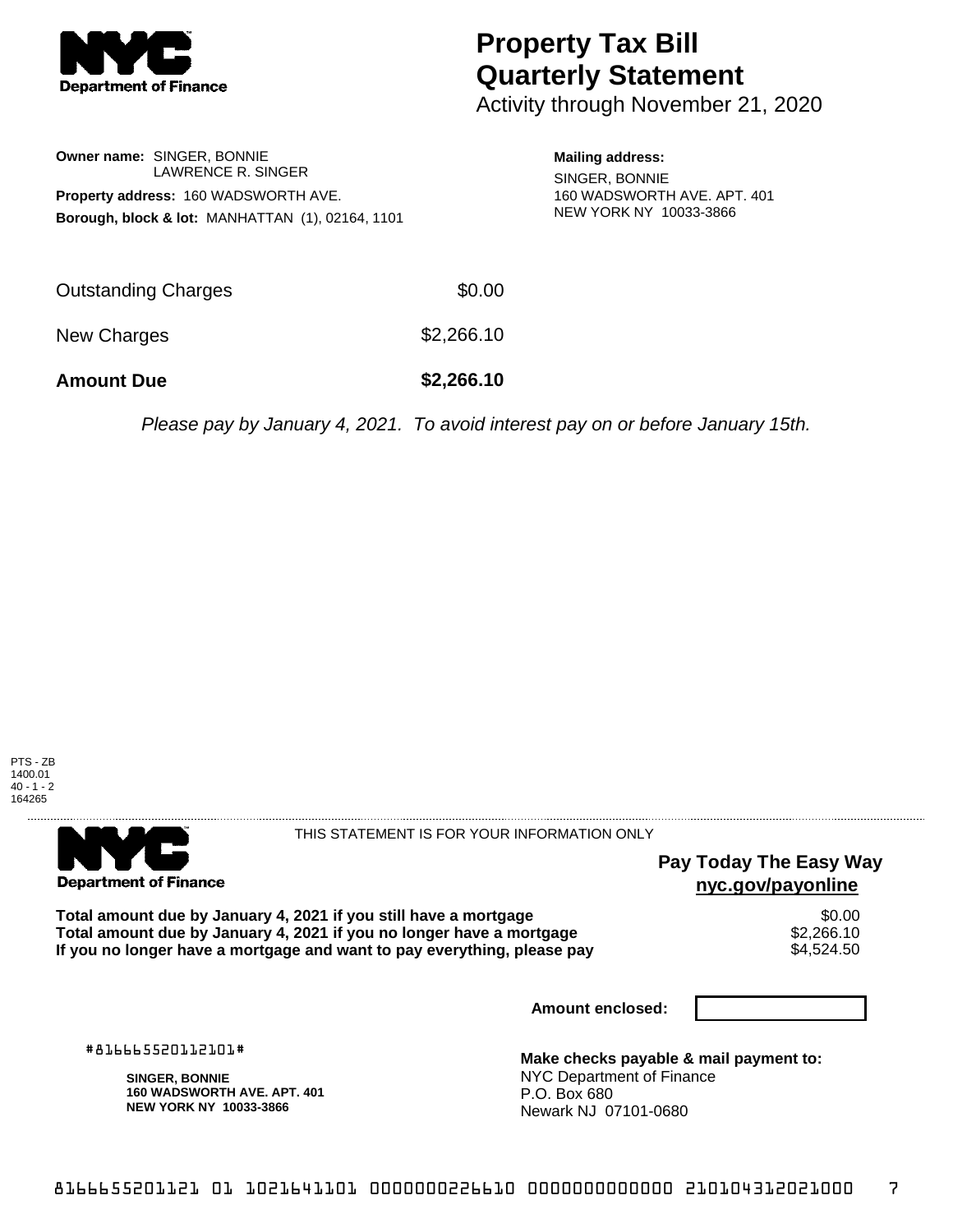# Property Tax Bill Quarterly Statement

Activity through November 21, 2020

**Owner name:** SINGER, BONNIE
LAWRENCE R. SINGER

**Property address:** 160 WADSWORTH AVE.

**Borough, block & lot:** MANHATTAN (1), 02164, 1101

**Mailing address:**
SINGER, BONNIE
160 WADSWORTH AVE. APT. 401
NEW YORK NY 10033-3866

| | |
|---|---|
| Outstanding Charges | $0.00 |
| New Charges | $2,266.10 |
| **Amount Due** | **$2,266.10** |

*Please pay by January 4, 2021. To avoid interest pay on or before January 15th.*

PTS - ZB
1400.01
40 - 1 - 2
164265

THIS STATEMENT IS FOR YOUR INFORMATION ONLY

**Pay Today The Easy Way**
**nyc.gov/payonline**

| | |
|---|---|
| **Total amount due by January 4, 2021 if you still have a mortgage** | $0.00 |
| **Total amount due by January 4, 2021 if you no longer have a mortgage** | $2,266.10 |
| **If you no longer have a mortgage and want to pay everything, please pay** | $4,524.50 |

**Amount enclosed:**

#816665520112101#

**SINGER, BONNIE**
**160 WADSWORTH AVE. APT. 401**
**NEW YORK NY 10033-3866**

**Make checks payable & mail payment to:**
NYC Department of Finance
P.O. Box 680
Newark NJ 07101-0680

8166655201121 01 1021641101 0000000226610 0000000000000 210104312021000 7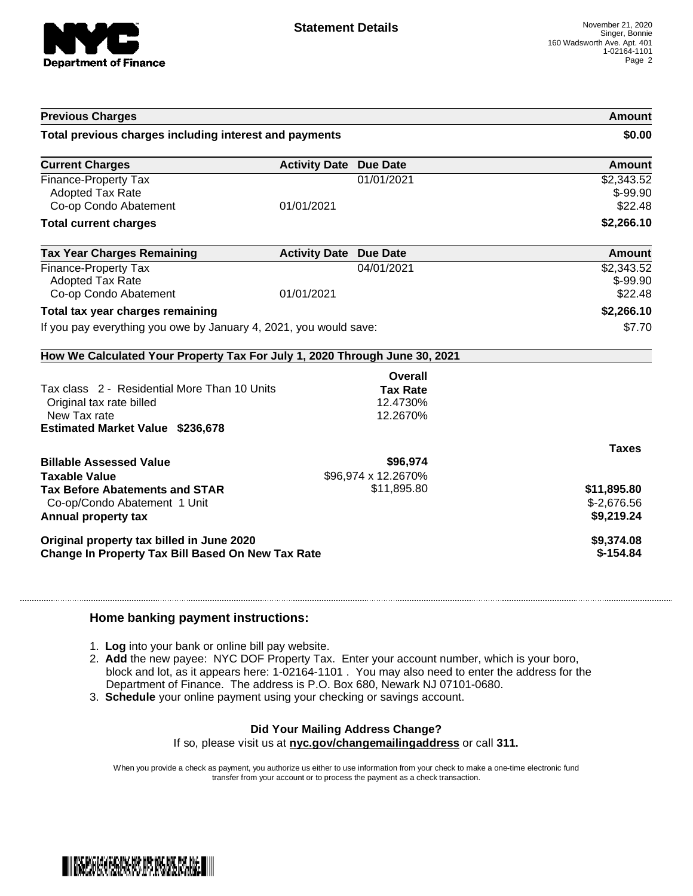NYC Department of Finance

# Statement Details

November 21, 2020
Singer, Bonnie
160 Wadsworth Ave. Apt. 401
1-02164-1101

| Previous Charges | Amount |
|---|---|
| **Total previous charges including interest and payments** | **$0.00** |

| Current Charges | Activity Date | Due Date | Amount |
|---|---|---|---|
| Finance-Property Tax | | 01/01/2021 | $2,343.52 |
| Adopted Tax Rate | | | $-99.90 |
| Co-op Condo Abatement | 01/01/2021 | | $22.48 |
| **Total current charges** | | | **$2,266.10** |

| Tax Year Charges Remaining | Activity Date | Due Date | Amount |
|---|---|---|---|
| Finance-Property Tax | | 04/01/2021 | $2,343.52 |
| Adopted Tax Rate | | | $-99.90 |
| Co-op Condo Abatement | 01/01/2021 | | $22.48 |
| **Total tax year charges remaining** | | | **$2,266.10** |
| If you pay everything you owe by January 4, 2021, you would save: | | | $7.70 |

## How We Calculated Your Property Tax For July 1, 2020 Through June 30, 2021

| | Overall Tax Rate | |
|---|---|---|
| Tax class 2 - Residential More Than 10 Units | | |
| Original tax rate billed | 12.4730% | |
| New Tax rate | 12.2670% | |
| **Estimated Market Value $236,678** | | |
| | | **Taxes** |
| **Billable Assessed Value** | **$96,974** | |
| **Taxable Value** | $96,974 x 12.2670% | |
| **Tax Before Abatements and STAR** | $11,895.80 | **$11,895.80** |
| Co-op/Condo Abatement 1 Unit | | $-2,676.56 |
| **Annual property tax** | | **$9,219.24** |
| **Original property tax billed in June 2020** | | **$9,374.08** |
| **Change In Property Tax Bill Based On New Tax Rate** | | **$-154.84** |

### Home banking payment instructions:

1. **Log** into your bank or online bill pay website.
2. **Add** the new payee: NYC DOF Property Tax. Enter your account number, which is your boro, block and lot, as it appears here: 1-02164-1101 . You may also need to enter the address for the Department of Finance. The address is P.O. Box 680, Newark NJ 07101-0680.
3. **Schedule** your online payment using your checking or savings account.

**Did Your Mailing Address Change?**
If so, please visit us at **nyc.gov/changemailingaddress** or call **311.**

When you provide a check as payment, you authorize us either to use information from your check to make a one-time electronic fund transfer from your account or to process the payment as a check transaction.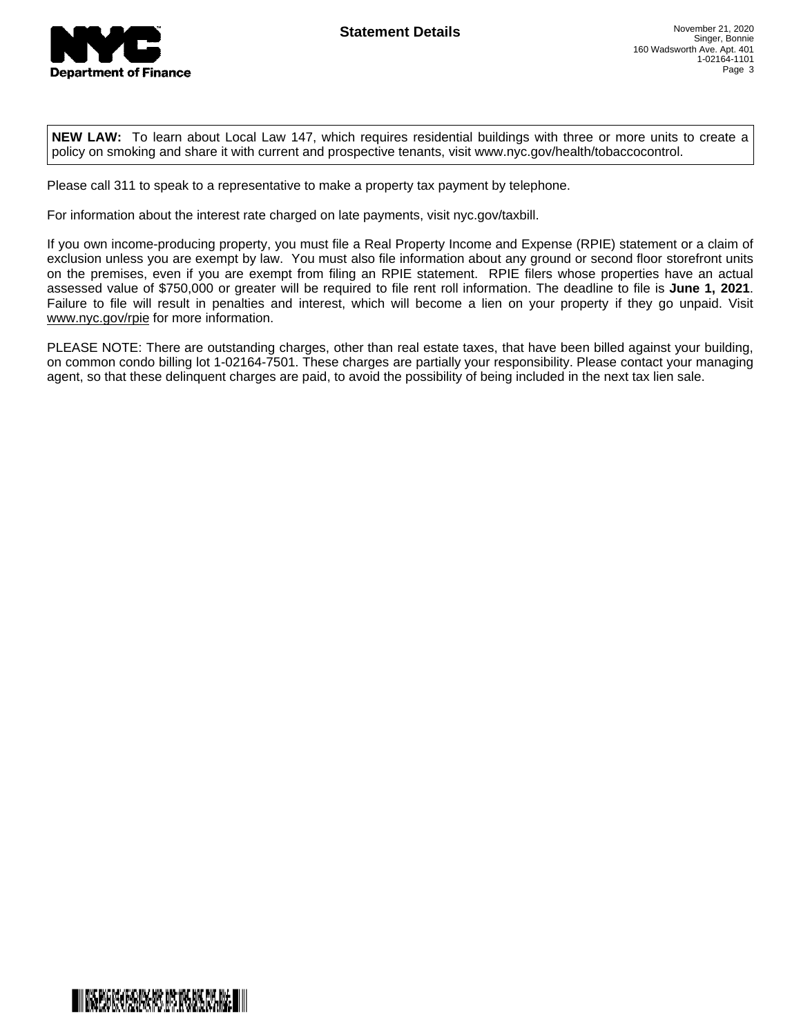## Statement Details

**NEW LAW:** To learn about Local Law 147, which requires residential buildings with three or more units to create a policy on smoking and share it with current and prospective tenants, visit www.nyc.gov/health/tobaccocontrol.

Please call 311 to speak to a representative to make a property tax payment by telephone.

For information about the interest rate charged on late payments, visit nyc.gov/taxbill.

If you own income-producing property, you must file a Real Property Income and Expense (RPIE) statement or a claim of exclusion unless you are exempt by law. You must also file information about any ground or second floor storefront units on the premises, even if you are exempt from filing an RPIE statement. RPIE filers whose properties have an actual assessed value of $750,000 or greater will be required to file rent roll information. The deadline to file is **June 1, 2021**. Failure to file will result in penalties and interest, which will become a lien on your property if they go unpaid. Visit www.nyc.gov/rpie for more information.

PLEASE NOTE: There are outstanding charges, other than real estate taxes, that have been billed against your building, on common condo billing lot 1-02164-7501. These charges are partially your responsibility. Please contact your managing agent, so that these delinquent charges are paid, to avoid the possibility of being included in the next tax lien sale.